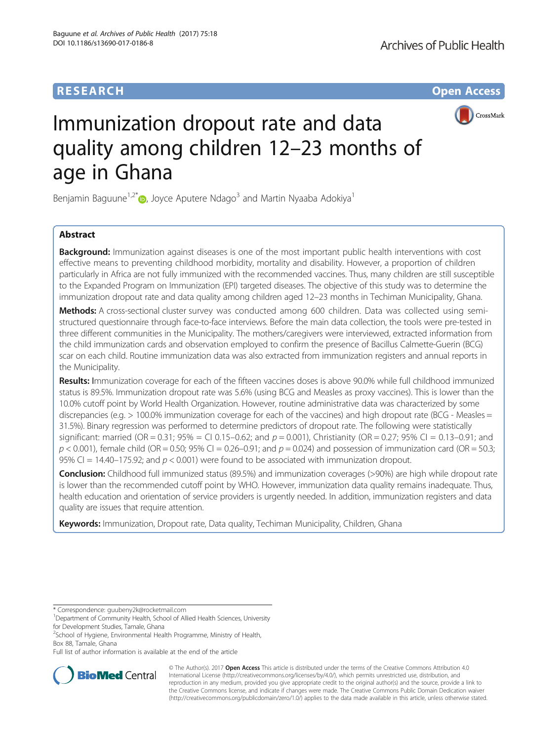**RESEARCH** **Open Access**

# Immunization dropout rate and data quality among children 12–23 months of age in Ghana

Benjamin Baguune[1,2*], Joyce Aputere Ndago[3] and Martin Nyaaba Adokiya[1]

## Abstract

**Background:** Immunization against diseases is one of the most important public health interventions with cost effective means to preventing childhood morbidity, mortality and disability. However, a proportion of children particularly in Africa are not fully immunized with the recommended vaccines. Thus, many children are still susceptible to the Expanded Program on Immunization (EPI) targeted diseases. The objective of this study was to determine the immunization dropout rate and data quality among children aged 12–23 months in Techiman Municipality, Ghana.

**Methods:** A cross-sectional cluster survey was conducted among 600 children. Data was collected using semi-structured questionnaire through face-to-face interviews. Before the main data collection, the tools were pre-tested in three different communities in the Municipality. The mothers/caregivers were interviewed, extracted information from the child immunization cards and observation employed to confirm the presence of Bacillus Calmette-Guerin (BCG) scar on each child. Routine immunization data was also extracted from immunization registers and annual reports in the Municipality.

**Results:** Immunization coverage for each of the fifteen vaccines doses is above 90.0% while full childhood immunized status is 89.5%. Immunization dropout rate was 5.6% (using BCG and Measles as proxy vaccines). This is lower than the 10.0% cutoff point by World Health Organization. However, routine administrative data was characterized by some discrepancies (e.g. > 100.0% immunization coverage for each of the vaccines) and high dropout rate (BCG - Measles = 31.5%). Binary regression was performed to determine predictors of dropout rate. The following were statistically significant: married (OR = 0.31; 95% = CI 0.15–0.62; and $p = 0.001$), Christianity (OR = 0.27; 95% CI = 0.13–0.91; and $p < 0.001$), female child (OR = 0.50; 95% CI = 0.26–0.91; and $p = 0.024$) and possession of immunization card (OR = 50.3; 95% CI = 14.40–175.92; and $p < 0.001$) were found to be associated with immunization dropout.

**Conclusion:** Childhood full immunized status (89.5%) and immunization coverages (>90%) are high while dropout rate is lower than the recommended cutoff point by WHO. However, immunization data quality remains inadequate. Thus, health education and orientation of service providers is urgently needed. In addition, immunization registers and data quality are issues that require attention.

**Keywords:** Immunization, Dropout rate, Data quality, Techiman Municipality, Children, Ghana

---

\* Correspondence: guubeny2k@rocketmail.com
[1]Department of Community Health, School of Allied Health Sciences, University for Development Studies, Tamale, Ghana
[2]School of Hygiene, Environmental Health Programme, Ministry of Health, Box 88, Tamale, Ghana
Full list of author information is available at the end of the article

© The Author(s). 2017 **Open Access** This article is distributed under the terms of the Creative Commons Attribution 4.0 International License (http://creativecommons.org/licenses/by/4.0/), which permits unrestricted use, distribution, and reproduction in any medium, provided you give appropriate credit to the original author(s) and the source, provide a link to the Creative Commons license, and indicate if changes were made. The Creative Commons Public Domain Dedication waiver (http://creativecommons.org/publicdomain/zero/1.0/) applies to the data made available in this article, unless otherwise stated.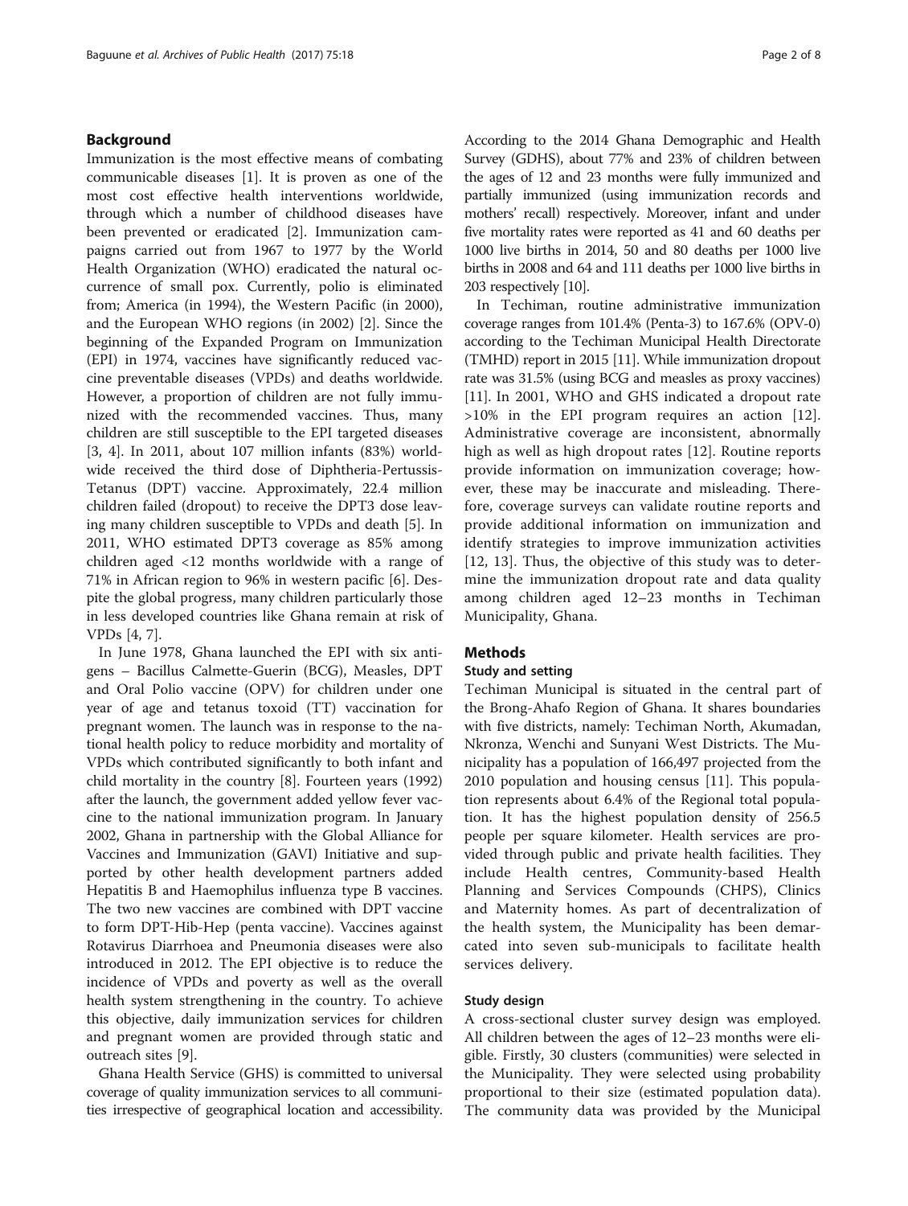## Background

Immunization is the most effective means of combating communicable diseases [1]. It is proven as one of the most cost effective health interventions worldwide, through which a number of childhood diseases have been prevented or eradicated [2]. Immunization campaigns carried out from 1967 to 1977 by the World Health Organization (WHO) eradicated the natural occurrence of small pox. Currently, polio is eliminated from; America (in 1994), the Western Pacific (in 2000), and the European WHO regions (in 2002) [2]. Since the beginning of the Expanded Program on Immunization (EPI) in 1974, vaccines have significantly reduced vaccine preventable diseases (VPDs) and deaths worldwide. However, a proportion of children are not fully immunized with the recommended vaccines. Thus, many children are still susceptible to the EPI targeted diseases [3, 4]. In 2011, about 107 million infants (83%) worldwide received the third dose of Diphtheria-Pertussis-Tetanus (DPT) vaccine. Approximately, 22.4 million children failed (dropout) to receive the DPT3 dose leaving many children susceptible to VPDs and death [5]. In 2011, WHO estimated DPT3 coverage as 85% among children aged <12 months worldwide with a range of 71% in African region to 96% in western pacific [6]. Despite the global progress, many children particularly those in less developed countries like Ghana remain at risk of VPDs [4, 7].

In June 1978, Ghana launched the EPI with six antigens – Bacillus Calmette-Guerin (BCG), Measles, DPT and Oral Polio vaccine (OPV) for children under one year of age and tetanus toxoid (TT) vaccination for pregnant women. The launch was in response to the national health policy to reduce morbidity and mortality of VPDs which contributed significantly to both infant and child mortality in the country [8]. Fourteen years (1992) after the launch, the government added yellow fever vaccine to the national immunization program. In January 2002, Ghana in partnership with the Global Alliance for Vaccines and Immunization (GAVI) Initiative and supported by other health development partners added Hepatitis B and Haemophilus influenza type B vaccines. The two new vaccines are combined with DPT vaccine to form DPT-Hib-Hep (penta vaccine). Vaccines against Rotavirus Diarrhoea and Pneumonia diseases were also introduced in 2012. The EPI objective is to reduce the incidence of VPDs and poverty as well as the overall health system strengthening in the country. To achieve this objective, daily immunization services for children and pregnant women are provided through static and outreach sites [9].

Ghana Health Service (GHS) is committed to universal coverage of quality immunization services to all communities irrespective of geographical location and accessibility. According to the 2014 Ghana Demographic and Health Survey (GDHS), about 77% and 23% of children between the ages of 12 and 23 months were fully immunized and partially immunized (using immunization records and mothers' recall) respectively. Moreover, infant and under five mortality rates were reported as 41 and 60 deaths per 1000 live births in 2014, 50 and 80 deaths per 1000 live births in 2008 and 64 and 111 deaths per 1000 live births in 203 respectively [10].

In Techiman, routine administrative immunization coverage ranges from 101.4% (Penta-3) to 167.6% (OPV-0) according to the Techiman Municipal Health Directorate (TMHD) report in 2015 [11]. While immunization dropout rate was 31.5% (using BCG and measles as proxy vaccines) [11]. In 2001, WHO and GHS indicated a dropout rate >10% in the EPI program requires an action [12]. Administrative coverage are inconsistent, abnormally high as well as high dropout rates [12]. Routine reports provide information on immunization coverage; however, these may be inaccurate and misleading. Therefore, coverage surveys can validate routine reports and provide additional information on immunization and identify strategies to improve immunization activities [12, 13]. Thus, the objective of this study was to determine the immunization dropout rate and data quality among children aged 12–23 months in Techiman Municipality, Ghana.

## Methods

### Study and setting

Techiman Municipal is situated in the central part of the Brong-Ahafo Region of Ghana. It shares boundaries with five districts, namely: Techiman North, Akumadan, Nkronza, Wenchi and Sunyani West Districts. The Municipality has a population of 166,497 projected from the 2010 population and housing census [11]. This population represents about 6.4% of the Regional total population. It has the highest population density of 256.5 people per square kilometer. Health services are provided through public and private health facilities. They include Health centres, Community-based Health Planning and Services Compounds (CHPS), Clinics and Maternity homes. As part of decentralization of the health system, the Municipality has been demarcated into seven sub-municipals to facilitate health services delivery.

### Study design

A cross-sectional cluster survey design was employed. All children between the ages of 12–23 months were eligible. Firstly, 30 clusters (communities) were selected in the Municipality. They were selected using probability proportional to their size (estimated population data). The community data was provided by the Municipal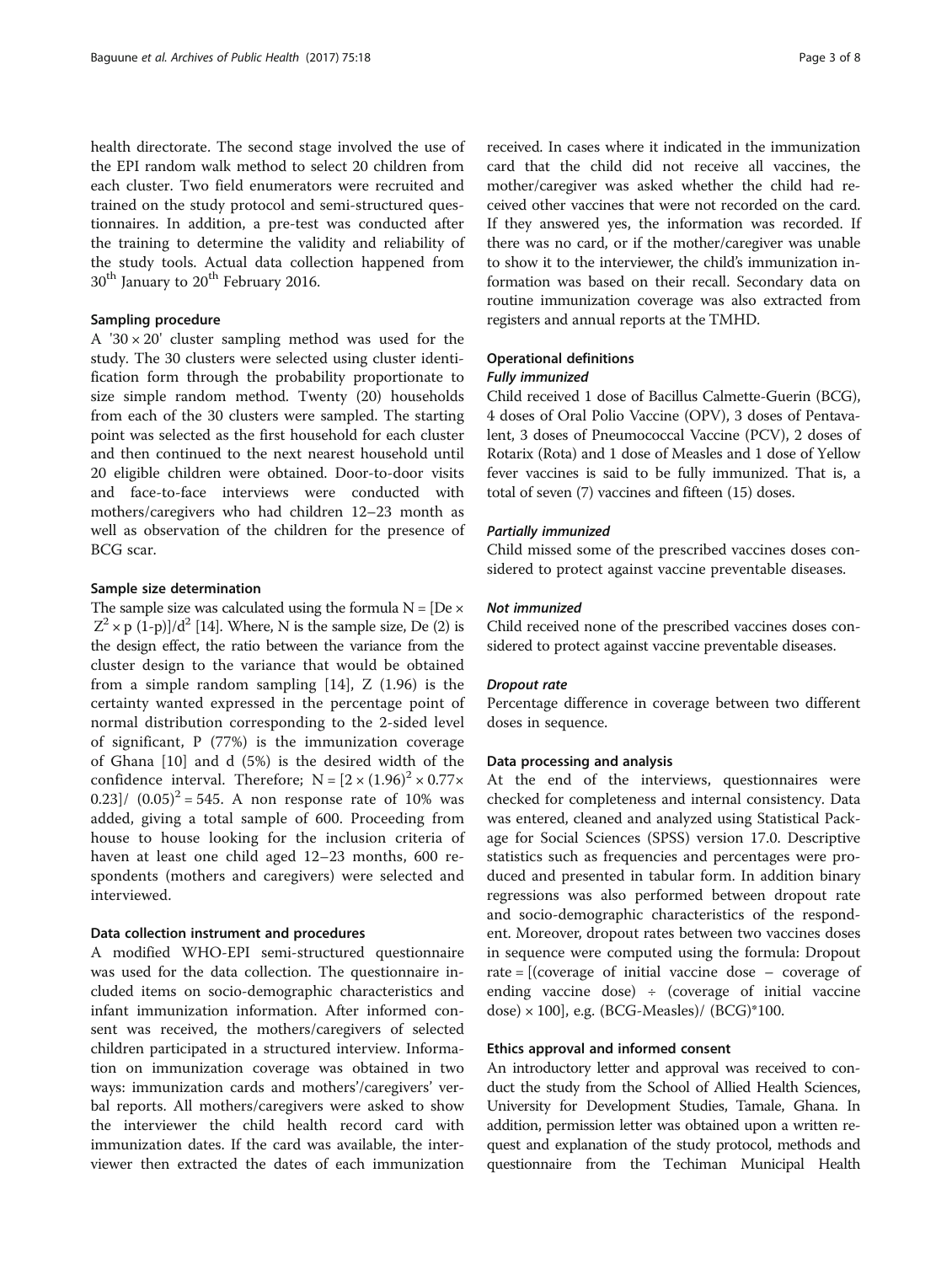health directorate. The second stage involved the use of the EPI random walk method to select 20 children from each cluster. Two field enumerators were recruited and trained on the study protocol and semi-structured questionnaires. In addition, a pre-test was conducted after the training to determine the validity and reliability of the study tools. Actual data collection happened from 30th January to 20th February 2016.

### Sampling procedure

A '30 × 20' cluster sampling method was used for the study. The 30 clusters were selected using cluster identification form through the probability proportionate to size simple random method. Twenty (20) households from each of the 30 clusters were sampled. The starting point was selected as the first household for each cluster and then continued to the next nearest household until 20 eligible children were obtained. Door-to-door visits and face-to-face interviews were conducted with mothers/caregivers who had children 12–23 month as well as observation of the children for the presence of BCG scar.

### Sample size determination

The sample size was calculated using the formula $N = [De \times Z^2 \times p\ (1\text{-}p)]/d^2$ [14]. Where, N is the sample size, De (2) is the design effect, the ratio between the variance from the cluster design to the variance that would be obtained from a simple random sampling [14], Z (1.96) is the certainty wanted expressed in the percentage point of normal distribution corresponding to the 2-sided level of significant, P (77%) is the immunization coverage of Ghana [10] and d (5%) is the desired width of the confidence interval. Therefore; $N = [2 \times (1.96)^2 \times 0.77 \times 0.23]/\ (0.05)^2 = 545$. A non response rate of 10% was added, giving a total sample of 600. Proceeding from house to house looking for the inclusion criteria of haven at least one child aged 12–23 months, 600 respondents (mothers and caregivers) were selected and interviewed.

### Data collection instrument and procedures

A modified WHO-EPI semi-structured questionnaire was used for the data collection. The questionnaire included items on socio-demographic characteristics and infant immunization information. After informed consent was received, the mothers/caregivers of selected children participated in a structured interview. Information on immunization coverage was obtained in two ways: immunization cards and mothers'/caregivers' verbal reports. All mothers/caregivers were asked to show the interviewer the child health record card with immunization dates. If the card was available, the interviewer then extracted the dates of each immunization received. In cases where it indicated in the immunization card that the child did not receive all vaccines, the mother/caregiver was asked whether the child had received other vaccines that were not recorded on the card. If they answered yes, the information was recorded. If there was no card, or if the mother/caregiver was unable to show it to the interviewer, the child's immunization information was based on their recall. Secondary data on routine immunization coverage was also extracted from registers and annual reports at the TMHD.

### Operational definitions

#### *Fully immunized*

Child received 1 dose of Bacillus Calmette-Guerin (BCG), 4 doses of Oral Polio Vaccine (OPV), 3 doses of Pentavalent, 3 doses of Pneumococcal Vaccine (PCV), 2 doses of Rotarix (Rota) and 1 dose of Measles and 1 dose of Yellow fever vaccines is said to be fully immunized. That is, a total of seven (7) vaccines and fifteen (15) doses.

#### *Partially immunized*

Child missed some of the prescribed vaccines doses considered to protect against vaccine preventable diseases.

#### *Not immunized*

Child received none of the prescribed vaccines doses considered to protect against vaccine preventable diseases.

#### *Dropout rate*

Percentage difference in coverage between two different doses in sequence.

### Data processing and analysis

At the end of the interviews, questionnaires were checked for completeness and internal consistency. Data was entered, cleaned and analyzed using Statistical Package for Social Sciences (SPSS) version 17.0. Descriptive statistics such as frequencies and percentages were produced and presented in tabular form. In addition binary regressions was also performed between dropout rate and socio-demographic characteristics of the respondent. Moreover, dropout rates between two vaccines doses in sequence were computed using the formula: Dropout rate = [(coverage of initial vaccine dose – coverage of ending vaccine dose) ÷ (coverage of initial vaccine dose) × 100], e.g. (BCG-Measles)/ (BCG)*100.

### Ethics approval and informed consent

An introductory letter and approval was received to conduct the study from the School of Allied Health Sciences, University for Development Studies, Tamale, Ghana. In addition, permission letter was obtained upon a written request and explanation of the study protocol, methods and questionnaire from the Techiman Municipal Health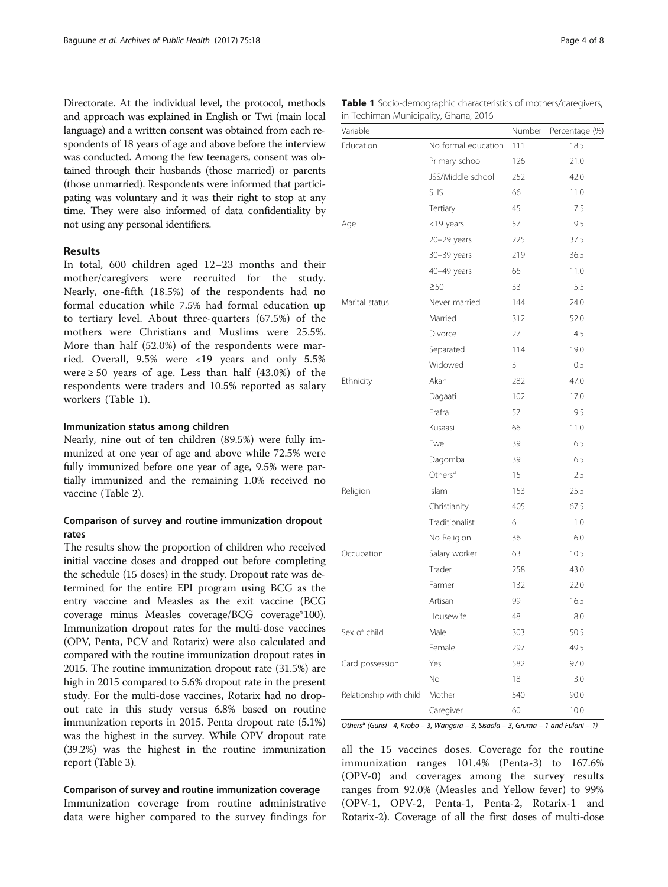Directorate. At the individual level, the protocol, methods and approach was explained in English or Twi (main local language) and a written consent was obtained from each respondents of 18 years of age and above before the interview was conducted. Among the few teenagers, consent was obtained through their husbands (those married) or parents (those unmarried). Respondents were informed that participating was voluntary and it was their right to stop at any time. They were also informed of data confidentiality by not using any personal identifiers.

## Results

In total, 600 children aged 12–23 months and their mother/caregivers were recruited for the study. Nearly, one-fifth (18.5%) of the respondents had no formal education while 7.5% had formal education up to tertiary level. About three-quarters (67.5%) of the mothers were Christians and Muslims were 25.5%. More than half (52.0%) of the respondents were married. Overall, 9.5% were <19 years and only 5.5% were ≥ 50 years of age. Less than half (43.0%) of the respondents were traders and 10.5% reported as salary workers (Table 1).

### Immunization status among children

Nearly, nine out of ten children (89.5%) were fully immunized at one year of age and above while 72.5% were fully immunized before one year of age, 9.5% were partially immunized and the remaining 1.0% received no vaccine (Table 2).

### Comparison of survey and routine immunization dropout rates

The results show the proportion of children who received initial vaccine doses and dropped out before completing the schedule (15 doses) in the study. Dropout rate was determined for the entire EPI program using BCG as the entry vaccine and Measles as the exit vaccine (BCG coverage minus Measles coverage/BCG coverage*100). Immunization dropout rates for the multi-dose vaccines (OPV, Penta, PCV and Rotarix) were also calculated and compared with the routine immunization dropout rates in 2015. The routine immunization dropout rate (31.5%) are high in 2015 compared to 5.6% dropout rate in the present study. For the multi-dose vaccines, Rotarix had no dropout rate in this study versus 6.8% based on routine immunization reports in 2015. Penta dropout rate (5.1%) was the highest in the survey. While OPV dropout rate (39.2%) was the highest in the routine immunization report (Table 3).

### Comparison of survey and routine immunization coverage

Immunization coverage from routine administrative data were higher compared to the survey findings for all the 15 vaccines doses. Coverage for the routine immunization ranges 101.4% (Penta-3) to 167.6% (OPV-0) and coverages among the survey results ranges from 92.0% (Measles and Yellow fever) to 99% (OPV-1, OPV-2, Penta-1, Penta-2, Rotarix-1 and Rotarix-2). Coverage of all the first doses of multi-dose

**Table 1** Socio-demographic characteristics of mothers/caregivers, in Techiman Municipality, Ghana, 2016

| Variable | | Number | Percentage (%) |
|---|---|---|---|
| Education | No formal education | 111 | 18.5 |
| | Primary school | 126 | 21.0 |
| | JSS/Middle school | 252 | 42.0 |
| | SHS | 66 | 11.0 |
| | Tertiary | 45 | 7.5 |
| Age | <19 years | 57 | 9.5 |
| | 20–29 years | 225 | 37.5 |
| | 30–39 years | 219 | 36.5 |
| | 40–49 years | 66 | 11.0 |
| | ≥50 | 33 | 5.5 |
| Marital status | Never married | 144 | 24.0 |
| | Married | 312 | 52.0 |
| | Divorce | 27 | 4.5 |
| | Separated | 114 | 19.0 |
| | Widowed | 3 | 0.5 |
| Ethnicity | Akan | 282 | 47.0 |
| | Dagaati | 102 | 17.0 |
| | Frafra | 57 | 9.5 |
| | Kusaasi | 66 | 11.0 |
| | Ewe | 39 | 6.5 |
| | Dagomba | 39 | 6.5 |
| | Others[a] | 15 | 2.5 |
| Religion | Islam | 153 | 25.5 |
| | Christianity | 405 | 67.5 |
| | Traditionalist | 6 | 1.0 |
| | No Religion | 36 | 6.0 |
| Occupation | Salary worker | 63 | 10.5 |
| | Trader | 258 | 43.0 |
| | Farmer | 132 | 22.0 |
| | Artisan | 99 | 16.5 |
| | Housewife | 48 | 8.0 |
| Sex of child | Male | 303 | 50.5 |
| | Female | 297 | 49.5 |
| Card possession | Yes | 582 | 97.0 |
| | No | 18 | 3.0 |
| Relationship with child | Mother | 540 | 90.0 |
| | Caregiver | 60 | 10.0 |

*Others[a] (Gurisi - 4, Krobo – 3, Wangara – 3, Sisaala – 3, Gruma – 1 and Fulani – 1)*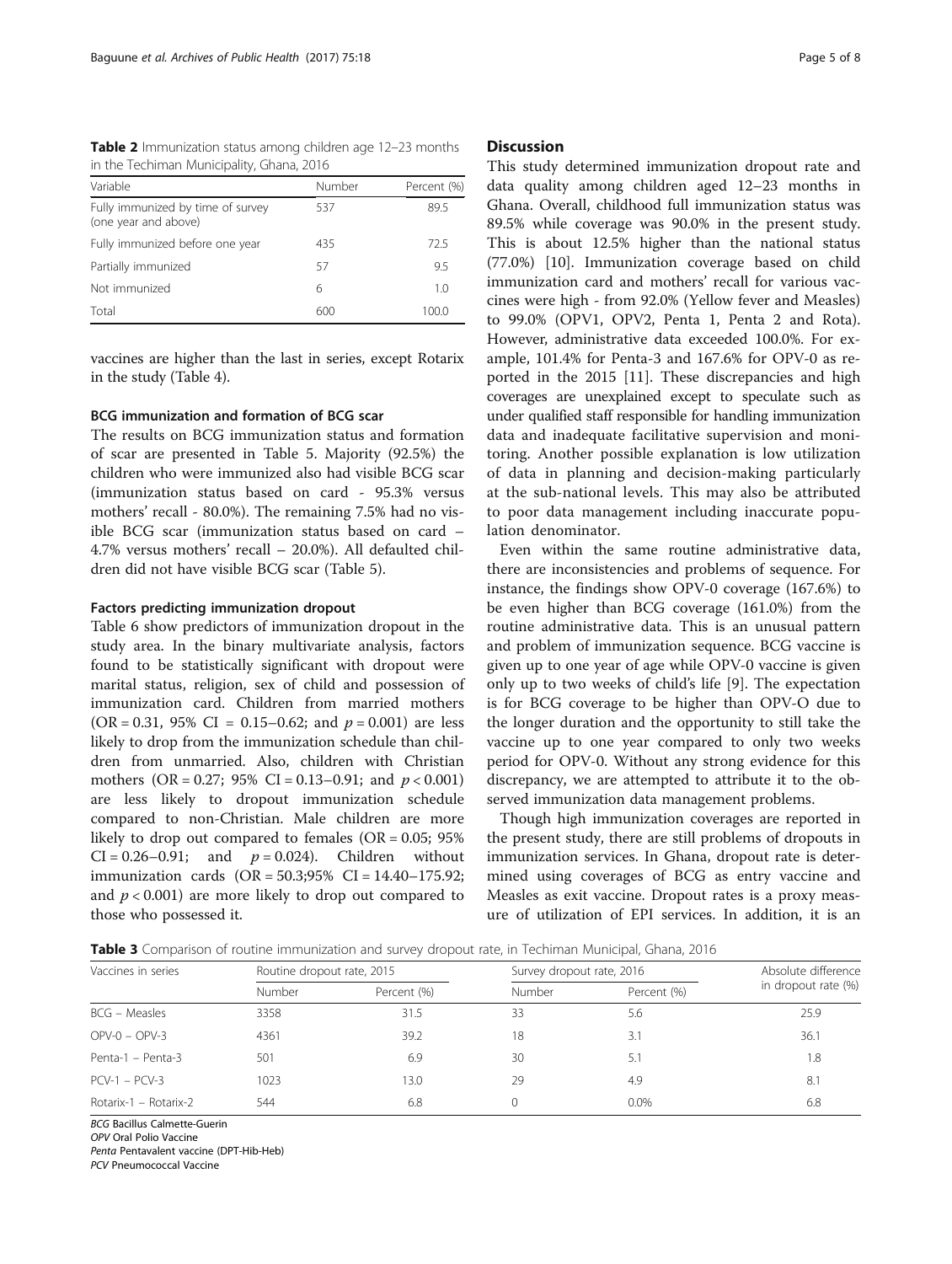**Table 2** Immunization status among children age 12–23 months in the Techiman Municipality, Ghana, 2016

| Variable | Number | Percent (%) |
|---|---|---|
| Fully immunized by time of survey (one year and above) | 537 | 89.5 |
| Fully immunized before one year | 435 | 72.5 |
| Partially immunized | 57 | 9.5 |
| Not immunized | 6 | 1.0 |
| Total | 600 | 100.0 |

vaccines are higher than the last in series, except Rotarix in the study (Table 4).

### BCG immunization and formation of BCG scar

The results on BCG immunization status and formation of scar are presented in Table 5. Majority (92.5%) the children who were immunized also had visible BCG scar (immunization status based on card - 95.3% versus mothers' recall - 80.0%). The remaining 7.5% had no visible BCG scar (immunization status based on card – 4.7% versus mothers' recall – 20.0%). All defaulted children did not have visible BCG scar (Table 5).

### Factors predicting immunization dropout

Table 6 show predictors of immunization dropout in the study area. In the binary multivariate analysis, factors found to be statistically significant with dropout were marital status, religion, sex of child and possession of immunization card. Children from married mothers (OR = 0.31, 95% CI = 0.15–0.62; and $p = 0.001$) are less likely to drop from the immunization schedule than children from unmarried. Also, children with Christian mothers (OR = 0.27; 95% CI = 0.13–0.91; and $p < 0.001$) are less likely to dropout immunization schedule compared to non-Christian. Male children are more likely to drop out compared to females (OR = 0.05; 95% CI = 0.26–0.91; and $p = 0.024$). Children without immunization cards (OR = 50.3;95% CI = 14.40–175.92; and $p < 0.001$) are more likely to drop out compared to those who possessed it.

## Discussion

This study determined immunization dropout rate and data quality among children aged 12–23 months in Ghana. Overall, childhood full immunization status was 89.5% while coverage was 90.0% in the present study. This is about 12.5% higher than the national status (77.0%) [10]. Immunization coverage based on child immunization card and mothers' recall for various vaccines were high - from 92.0% (Yellow fever and Measles) to 99.0% (OPV1, OPV2, Penta 1, Penta 2 and Rota). However, administrative data exceeded 100.0%. For example, 101.4% for Penta-3 and 167.6% for OPV-0 as reported in the 2015 [11]. These discrepancies and high coverages are unexplained except to speculate such as under qualified staff responsible for handling immunization data and inadequate facilitative supervision and monitoring. Another possible explanation is low utilization of data in planning and decision-making particularly at the sub-national levels. This may also be attributed to poor data management including inaccurate population denominator.

Even within the same routine administrative data, there are inconsistencies and problems of sequence. For instance, the findings show OPV-0 coverage (167.6%) to be even higher than BCG coverage (161.0%) from the routine administrative data. This is an unusual pattern and problem of immunization sequence. BCG vaccine is given up to one year of age while OPV-0 vaccine is given only up to two weeks of child's life [9]. The expectation is for BCG coverage to be higher than OPV-O due to the longer duration and the opportunity to still take the vaccine up to one year compared to only two weeks period for OPV-0. Without any strong evidence for this discrepancy, we are attempted to attribute it to the observed immunization data management problems.

Though high immunization coverages are reported in the present study, there are still problems of dropouts in immunization services. In Ghana, dropout rate is determined using coverages of BCG as entry vaccine and Measles as exit vaccine. Dropout rates is a proxy measure of utilization of EPI services. In addition, it is an

**Table 3** Comparison of routine immunization and survey dropout rate, in Techiman Municipal, Ghana, 2016

| Vaccines in series | Routine dropout rate, 2015 | | Survey dropout rate, 2016 | | Absolute difference in dropout rate (%) |
|---|---|---|---|---|---|
| | Number | Percent (%) | Number | Percent (%) | |
| BCG – Measles | 3358 | 31.5 | 33 | 5.6 | 25.9 |
| OPV-0 – OPV-3 | 4361 | 39.2 | 18 | 3.1 | 36.1 |
| Penta-1 – Penta-3 | 501 | 6.9 | 30 | 5.1 | 1.8 |
| PCV-1 – PCV-3 | 1023 | 13.0 | 29 | 4.9 | 8.1 |
| Rotarix-1 – Rotarix-2 | 544 | 6.8 | 0 | 0.0% | 6.8 |

*BCG* Bacillus Calmette-Guerin
*OPV* Oral Polio Vaccine
*Penta* Pentavalent vaccine (DPT-Hib-Heb)
*PCV* Pneumococcal Vaccine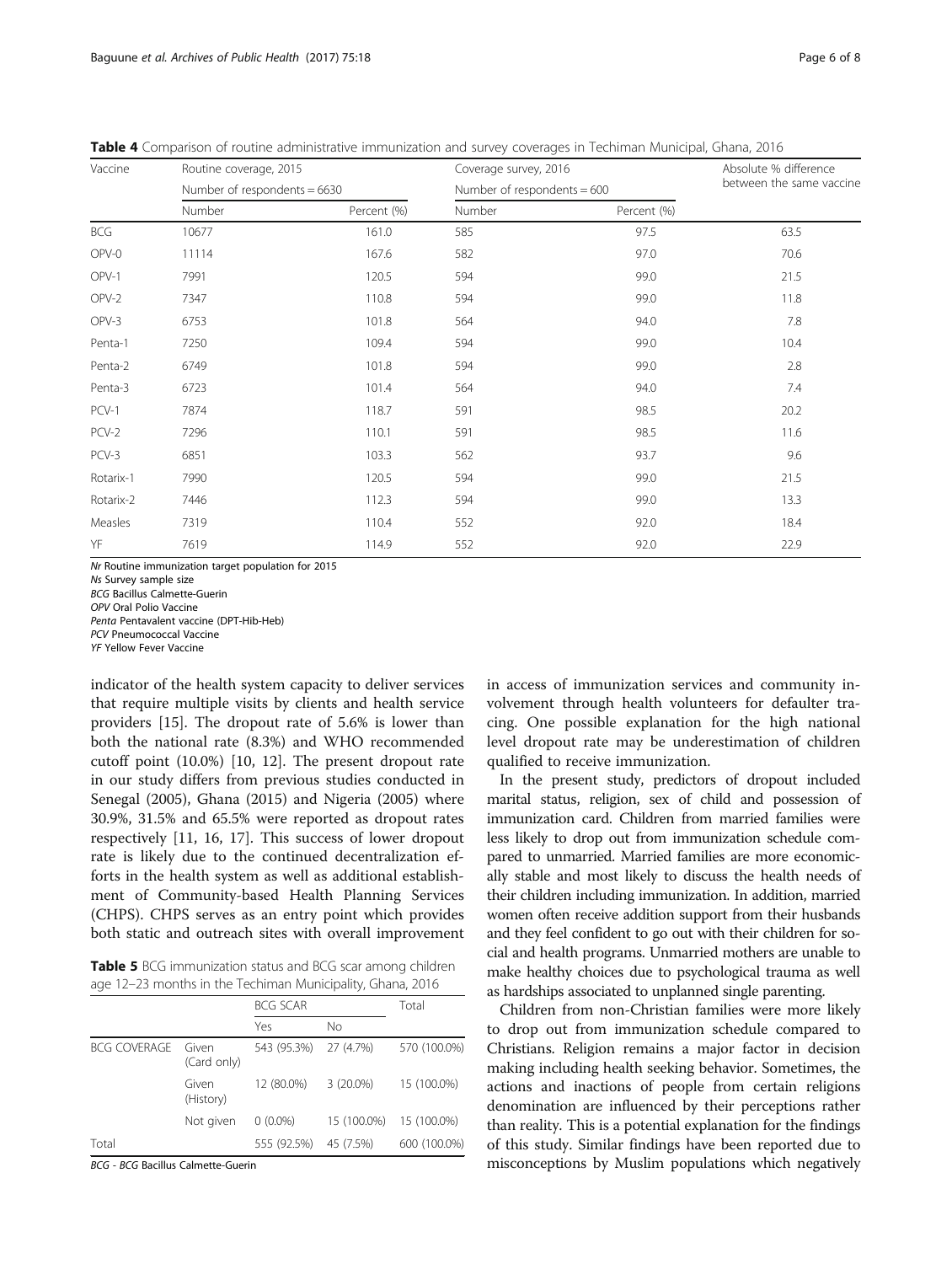**Table 4** Comparison of routine administrative immunization and survey coverages in Techiman Municipal, Ghana, 2016

| Vaccine | Routine coverage, 2015 | | Coverage survey, 2016 | | Absolute % difference between the same vaccine |
|---|---|---|---|---|---|
| | Number of respondents = 6630 | | Number of respondents = 600 | | |
| | Number | Percent (%) | Number | Percent (%) | |
| BCG | 10677 | 161.0 | 585 | 97.5 | 63.5 |
| OPV-0 | 11114 | 167.6 | 582 | 97.0 | 70.6 |
| OPV-1 | 7991 | 120.5 | 594 | 99.0 | 21.5 |
| OPV-2 | 7347 | 110.8 | 594 | 99.0 | 11.8 |
| OPV-3 | 6753 | 101.8 | 564 | 94.0 | 7.8 |
| Penta-1 | 7250 | 109.4 | 594 | 99.0 | 10.4 |
| Penta-2 | 6749 | 101.8 | 594 | 99.0 | 2.8 |
| Penta-3 | 6723 | 101.4 | 564 | 94.0 | 7.4 |
| PCV-1 | 7874 | 118.7 | 591 | 98.5 | 20.2 |
| PCV-2 | 7296 | 110.1 | 591 | 98.5 | 11.6 |
| PCV-3 | 6851 | 103.3 | 562 | 93.7 | 9.6 |
| Rotarix-1 | 7990 | 120.5 | 594 | 99.0 | 21.5 |
| Rotarix-2 | 7446 | 112.3 | 594 | 99.0 | 13.3 |
| Measles | 7319 | 110.4 | 552 | 92.0 | 18.4 |
| YF | 7619 | 114.9 | 552 | 92.0 | 22.9 |

*Nr* Routine immunization target population for 2015
*Ns* Survey sample size
*BCG* Bacillus Calmette-Guerin
*OPV* Oral Polio Vaccine
*Penta* Pentavalent vaccine (DPT-Hib-Heb)
*PCV* Pneumococcal Vaccine
*YF* Yellow Fever Vaccine

indicator of the health system capacity to deliver services that require multiple visits by clients and health service providers [15]. The dropout rate of 5.6% is lower than both the national rate (8.3%) and WHO recommended cutoff point (10.0%) [10, 12]. The present dropout rate in our study differs from previous studies conducted in Senegal (2005), Ghana (2015) and Nigeria (2005) where 30.9%, 31.5% and 65.5% were reported as dropout rates respectively [11, 16, 17]. This success of lower dropout rate is likely due to the continued decentralization efforts in the health system as well as additional establishment of Community-based Health Planning Services (CHPS). CHPS serves as an entry point which provides both static and outreach sites with overall improvement in access of immunization services and community involvement through health volunteers for defaulter tracing. One possible explanation for the high national level dropout rate may be underestimation of children qualified to receive immunization.

**Table 5** BCG immunization status and BCG scar among children age 12–23 months in the Techiman Municipality, Ghana, 2016

| | | BCG SCAR | | Total |
|---|---|---|---|---|
| | | Yes | No | |
| BCG COVERAGE | Given (Card only) | 543 (95.3%) | 27 (4.7%) | 570 (100.0%) |
| | Given (History) | 12 (80.0%) | 3 (20.0%) | 15 (100.0%) |
| | Not given | 0 (0.0%) | 15 (100.0%) | 15 (100.0%) |
| Total | | 555 (92.5%) | 45 (7.5%) | 600 (100.0%) |

*BCG - BCG* Bacillus Calmette-Guerin

In the present study, predictors of dropout included marital status, religion, sex of child and possession of immunization card. Children from married families were less likely to drop out from immunization schedule compared to unmarried. Married families are more economically stable and most likely to discuss the health needs of their children including immunization. In addition, married women often receive addition support from their husbands and they feel confident to go out with their children for social and health programs. Unmarried mothers are unable to make healthy choices due to psychological trauma as well as hardships associated to unplanned single parenting.

Children from non-Christian families were more likely to drop out from immunization schedule compared to Christians. Religion remains a major factor in decision making including health seeking behavior. Sometimes, the actions and inactions of people from certain religions denomination are influenced by their perceptions rather than reality. This is a potential explanation for the findings of this study. Similar findings have been reported due to misconceptions by Muslim populations which negatively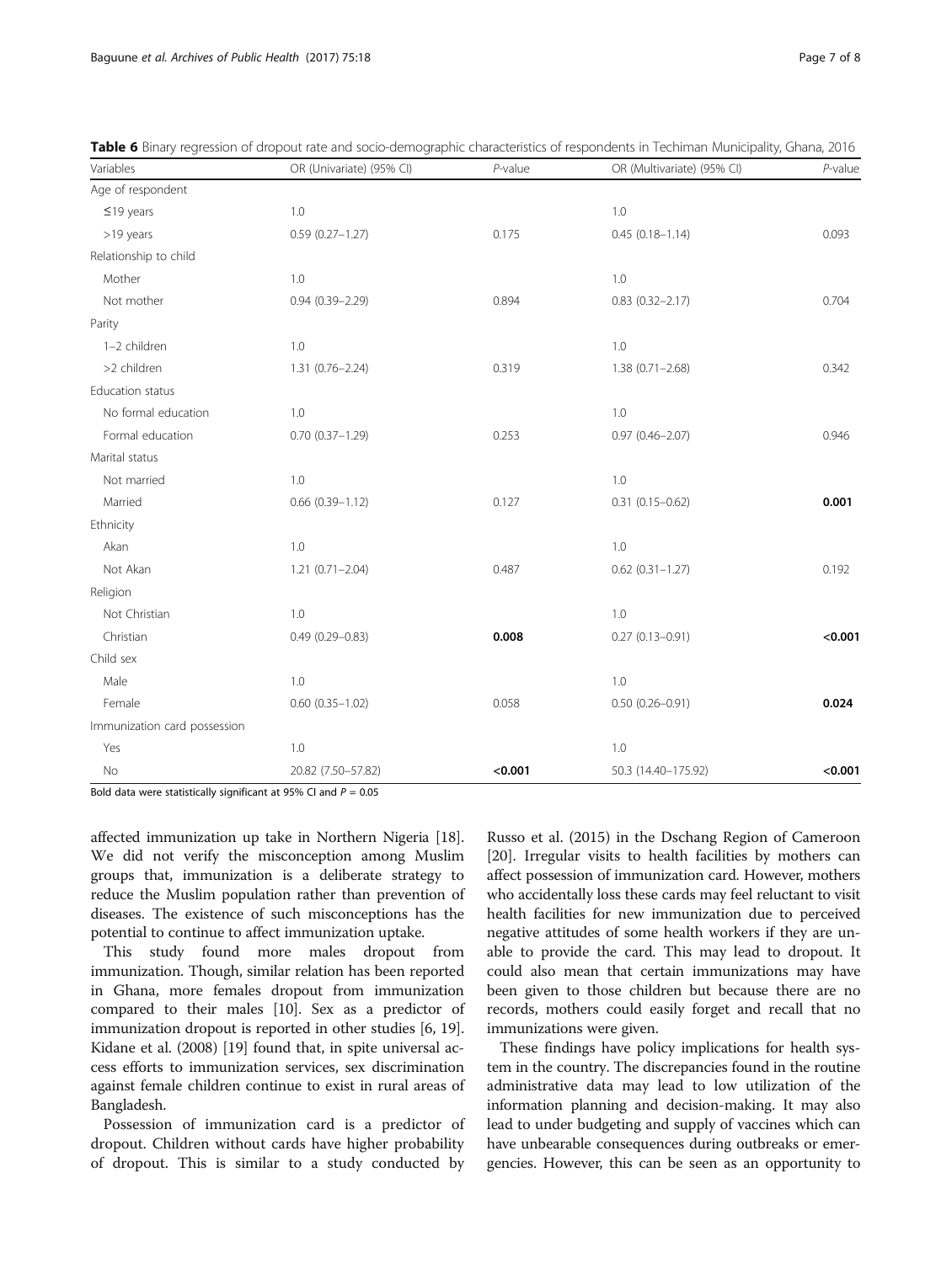**Table 6** Binary regression of dropout rate and socio-demographic characteristics of respondents in Techiman Municipality, Ghana, 2016

| Variables | OR (Univariate) (95% CI) | *P*-value | OR (Multivariate) (95% CI) | *P*-value |
|---|---|---|---|---|
| Age of respondent | | | | |
| ≤19 years | 1.0 | | 1.0 | |
| >19 years | 0.59 (0.27–1.27) | 0.175 | 0.45 (0.18–1.14) | 0.093 |
| Relationship to child | | | | |
| Mother | 1.0 | | 1.0 | |
| Not mother | 0.94 (0.39–2.29) | 0.894 | 0.83 (0.32–2.17) | 0.704 |
| Parity | | | | |
| 1–2 children | 1.0 | | 1.0 | |
| >2 children | 1.31 (0.76–2.24) | 0.319 | 1.38 (0.71–2.68) | 0.342 |
| Education status | | | | |
| No formal education | 1.0 | | 1.0 | |
| Formal education | 0.70 (0.37–1.29) | 0.253 | 0.97 (0.46–2.07) | 0.946 |
| Marital status | | | | |
| Not married | 1.0 | | 1.0 | |
| Married | 0.66 (0.39–1.12) | 0.127 | 0.31 (0.15–0.62) | **0.001** |
| Ethnicity | | | | |
| Akan | 1.0 | | 1.0 | |
| Not Akan | 1.21 (0.71–2.04) | 0.487 | 0.62 (0.31–1.27) | 0.192 |
| Religion | | | | |
| Not Christian | 1.0 | | 1.0 | |
| Christian | 0.49 (0.29–0.83) | **0.008** | 0.27 (0.13–0.91) | **<0.001** |
| Child sex | | | | |
| Male | 1.0 | | 1.0 | |
| Female | 0.60 (0.35–1.02) | 0.058 | 0.50 (0.26–0.91) | **0.024** |
| Immunization card possession | | | | |
| Yes | 1.0 | | 1.0 | |
| No | 20.82 (7.50–57.82) | **<0.001** | 50.3 (14.40–175.92) | **<0.001** |

Bold data were statistically significant at 95% CI and $P = 0.05$

affected immunization up take in Northern Nigeria [18]. We did not verify the misconception among Muslim groups that, immunization is a deliberate strategy to reduce the Muslim population rather than prevention of diseases. The existence of such misconceptions has the potential to continue to affect immunization uptake.

This study found more males dropout from immunization. Though, similar relation has been reported in Ghana, more females dropout from immunization compared to their males [10]. Sex as a predictor of immunization dropout is reported in other studies [6, 19]. Kidane et al. (2008) [19] found that, in spite universal access efforts to immunization services, sex discrimination against female children continue to exist in rural areas of Bangladesh.

Possession of immunization card is a predictor of dropout. Children without cards have higher probability of dropout. This is similar to a study conducted by Russo et al. (2015) in the Dschang Region of Cameroon [20]. Irregular visits to health facilities by mothers can affect possession of immunization card. However, mothers who accidentally loss these cards may feel reluctant to visit health facilities for new immunization due to perceived negative attitudes of some health workers if they are unable to provide the card. This may lead to dropout. It could also mean that certain immunizations may have been given to those children but because there are no records, mothers could easily forget and recall that no immunizations were given.

These findings have policy implications for health system in the country. The discrepancies found in the routine administrative data may lead to low utilization of the information planning and decision-making. It may also lead to under budgeting and supply of vaccines which can have unbearable consequences during outbreaks or emergencies. However, this can be seen as an opportunity to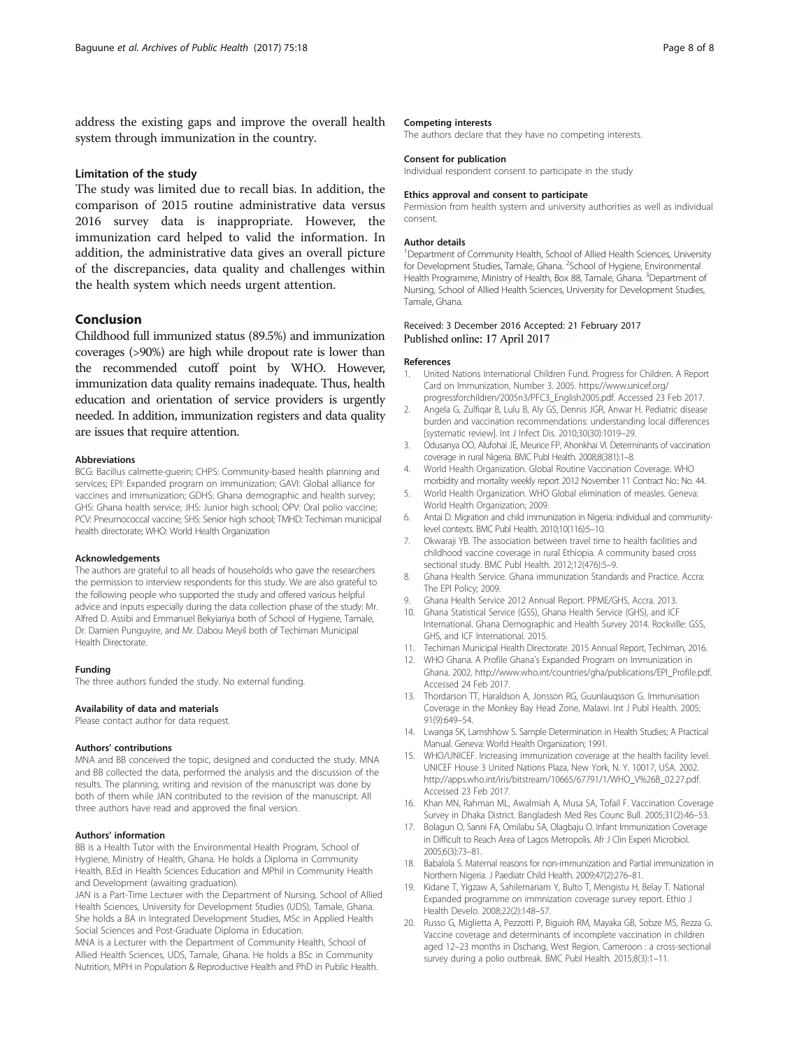address the existing gaps and improve the overall health system through immunization in the country.

### Limitation of the study

The study was limited due to recall bias. In addition, the comparison of 2015 routine administrative data versus 2016 survey data is inappropriate. However, the immunization card helped to valid the information. In addition, the administrative data gives an overall picture of the discrepancies, data quality and challenges within the health system which needs urgent attention.

## Conclusion

Childhood full immunized status (89.5%) and immunization coverages (>90%) are high while dropout rate is lower than the recommended cutoff point by WHO. However, immunization data quality remains inadequate. Thus, health education and orientation of service providers is urgently needed. In addition, immunization registers and data quality are issues that require attention.

#### Abbreviations

BCG: Bacillus calmette-guerin; CHPS: Community-based health planning and services; EPI: Expanded program on immunization; GAVI: Global alliance for vaccines and immunization; GDHS: Ghana demographic and health survey; GHS: Ghana health service; JHS: Junior high school; OPV: Oral polio vaccine; PCV: Pneumococcal vaccine; SHS: Senior high school; TMHD: Techiman municipal health directorate; WHO: World Health Organization

#### Acknowledgements

The authors are grateful to all heads of households who gave the researchers the permission to interview respondents for this study. We are also grateful to the following people who supported the study and offered various helpful advice and inputs especially during the data collection phase of the study: Mr. Alfred D. Assibi and Emmanuel Bekyiariya both of School of Hygiene, Tamale, Dr. Damien Punguyire, and Mr. Dabou Meyil both of Techiman Municipal Health Directorate.

#### Funding

The three authors funded the study. No external funding.

#### Availability of data and materials

Please contact author for data request.

#### Authors' contributions

MNA and BB conceived the topic, designed and conducted the study. MNA and BB collected the data, performed the analysis and the discussion of the results. The planning, writing and revision of the manuscript was done by both of them while JAN contributed to the revision of the manuscript. All three authors have read and approved the final version.

#### Authors' information

BB is a Health Tutor with the Environmental Health Program, School of Hygiene, Ministry of Health, Ghana. He holds a Diploma in Community Health, B.Ed in Health Sciences Education and MPhil in Community Health and Development (awaiting graduation).

JAN is a Part-Time Lecturer with the Department of Nursing, School of Allied Health Sciences, University for Development Studies (UDS), Tamale, Ghana. She holds a BA in Integrated Development Studies, MSc in Applied Health Social Sciences and Post-Graduate Diploma in Education.

MNA is a Lecturer with the Department of Community Health, School of Allied Health Sciences, UDS, Tamale, Ghana. He holds a BSc in Community Nutrition, MPH in Population & Reproductive Health and PhD in Public Health.

#### Competing interests

The authors declare that they have no competing interests.

#### Consent for publication

Individual respondent consent to participate in the study

#### Ethics approval and consent to participate

Permission from health system and university authorities as well as individual consent.

#### Author details

[1]Department of Community Health, School of Allied Health Sciences, University for Development Studies, Tamale, Ghana. [2]School of Hygiene, Environmental Health Programme, Ministry of Health, Box 88, Tamale, Ghana. [3]Department of Nursing, School of Allied Health Sciences, University for Development Studies, Tamale, Ghana.

Received: 3 December 2016 Accepted: 21 February 2017
Published online: 17 April 2017

#### References

1. United Nations International Children Fund. Progress for Children. A Report Card on Immunization, Number 3. 2005. https://www.unicef.org/progressforchildren/2005n3/PFC3_English2005.pdf. Accessed 23 Feb 2017.
2. Angela G, Zulfiqar B, Lulu B, Aly GS, Dennis JGR, Anwar H. Pediatric disease burden and vaccination recommendations: understanding local differences [systematic review]. Int J Infect Dis. 2010;30(30):1019–29.
3. Odusanya OO, Alufohai JE, Meurice FP, Ahonkhai VI. Determinants of vaccination coverage in rural Nigeria. BMC Publ Health. 2008;8(381):1–8.
4. World Health Organization. Global Routine Vaccination Coverage. WHO morbidity and mortality weekly report 2012 November 11 Contract No.: No. 44.
5. World Health Organization. WHO Global elimination of measles. Geneva: World Health Organization; 2009.
6. Antai D. Migration and child immunization in Nigeria: individual and community-level contexts. BMC Publ Health. 2010;10(116):5–10.
7. Okwaraji YB. The association between travel time to health facilities and childhood vaccine coverage in rural Ethiopia. A community based cross sectional study. BMC Publ Health. 2012;12(476):5–9.
8. Ghana Health Service. Ghana immunization Standards and Practice. Accra: The EPI Policy; 2009.
9. Ghana Health Service 2012 Annual Report. PPME/GHS, Accra. 2013.
10. Ghana Statistical Service (GSS), Ghana Health Service (GHS), and ICF International. Ghana Demographic and Health Survey 2014. Rockville: GSS, GHS, and ICF International. 2015.
11. Techiman Municipal Health Directorate. 2015 Annual Report, Techiman, 2016.
12. WHO Ghana. A Profile Ghana's Expanded Program on Immunization in Ghana. 2002. http://www.who.int/countries/gha/publications/EPI_Profile.pdf. Accessed 24 Feb 2017.
13. Thordarson TT, Haraldson A, Jonsson RG, Guunlauqsson G. Immunisation Coverage in the Monkey Bay Head Zone, Malawi. Int J Publ Health. 2005;91(9):649–54.
14. Lwanga SK, Lamshhow S. Sample Determination in Health Studies; A Practical Manual. Geneva: World Health Organization; 1991.
15. WHO/UNICEF. Increasing immunization coverage at the health facility level. UNICEF House 3 United Nations Plaza, New York, N. Y. 10017, USA. 2002. http://apps.who.int/iris/bitstream/10665/67791/1/WHO_V%26B_02.27.pdf. Accessed 23 Feb 2017.
16. Khan MN, Rahman ML, Awalmiah A, Musa SA, Tofail F. Vaccination Coverage Survey in Dhaka District. Bangladesh Med Res Counc Bull. 2005;31(2):46–53.
17. Bolagun O, Sanni FA, Omilabu SA, Olagbaju O. Infant Immunization Coverage in Difficult to Reach Area of Lagos Metropolis. Afr J Clin Experi Microbiol. 2005;6(3):73–81.
18. Babalola S. Maternal reasons for non-immunization and Partial immunization in Northern Nigeria. J Paediatr Child Health. 2009;47(2):276–81.
19. Kidane T, Yigzaw A, Sahilemariam Y, Bulto T, Mengistu H, Belay T. National Expanded programme on immnization coverage survey report. Ethio J Health Develo. 2008;22(2):148–57.
20. Russo G, Miglietta A, Pezzotti P, Biguioh RM, Mayaka GB, Sobze MS, Rezza G. Vaccine coverage and determinants of incomplete vaccination in children aged 12–23 months in Dschang, West Region, Cameroon : a cross-sectional survey during a polio outbreak. BMC Publ Health. 2015;8(3):1–11.